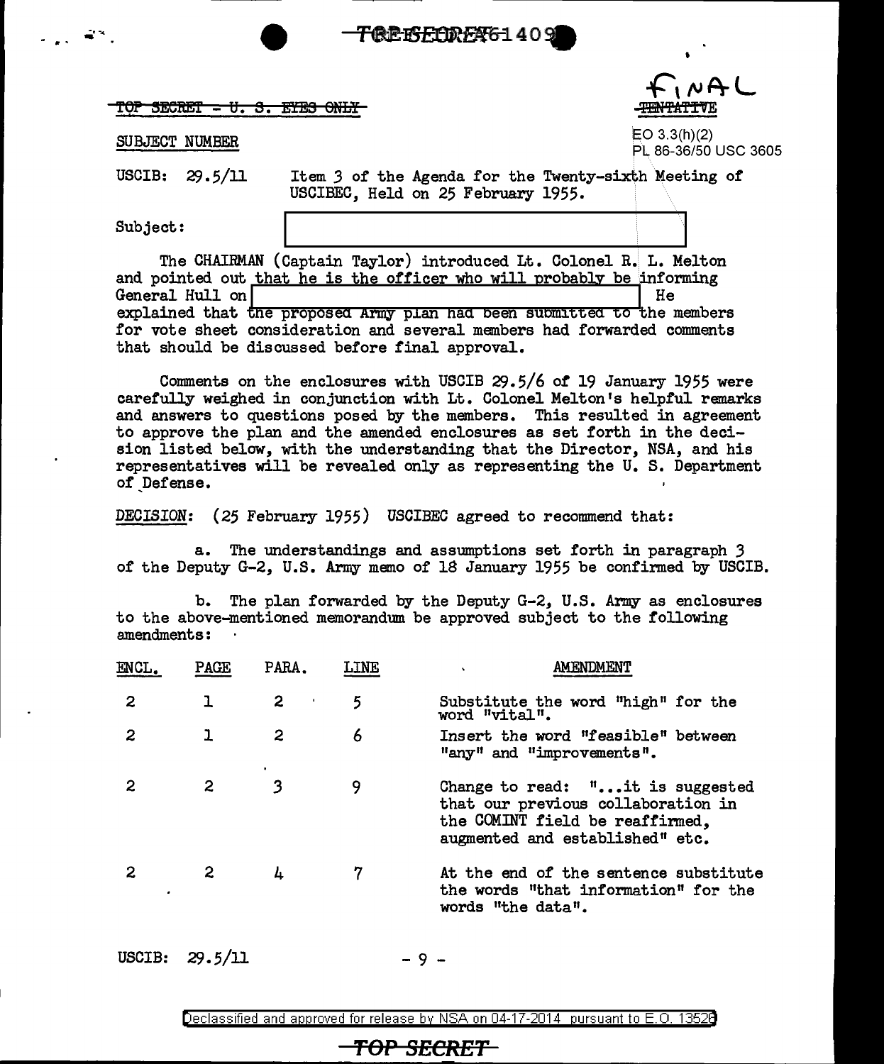~~TOP SECRET - U. S. EYES ONLY~~

FINAL
~~TENTATIVE~~

SUBJECT NUMBER

EO 3.3(h)(2)
PL 86-36/50 USC 3605

USCIB: 29.5/11 Item 3 of the Agenda for the Twenty-sixth Meeting of USCIBEC, Held on 25 February 1955.

Subject: [REDACTED]

The CHAIRMAN (Captain Taylor) introduced Lt. Colonel R. L. Melton and pointed out that he is the officer who will probably be informing General Hull on [REDACTED] He explained that the proposed Army plan had been submitted to the members for vote sheet consideration and several members had forwarded comments that should be discussed before final approval.

Comments on the enclosures with USCIB 29.5/6 of 19 January 1955 were carefully weighed in conjunction with Lt. Colonel Melton's helpful remarks and answers to questions posed by the members. This resulted in agreement to approve the plan and the amended enclosures as set forth in the decision listed below, with the understanding that the Director, NSA, and his representatives will be revealed only as representing the U. S. Department of Defense.

DECISION: (25 February 1955) USCIBEC agreed to recommend that:

a. The understandings and assumptions set forth in paragraph 3 of the Deputy G-2, U.S. Army memo of 18 January 1955 be confirmed by USCIB.

b. The plan forwarded by the Deputy G-2, U.S. Army as enclosures to the above-mentioned memorandum be approved subject to the following amendments:

| ENCL. | PAGE | PARA. | LINE | AMENDMENT |
|---|---|---|---|---|
| 2 | 1 | 2 | 5 | Substitute the word "high" for the word "vital". |
| 2 | 1 | 2 | 6 | Insert the word "feasible" between "any" and "improvements". |
| 2 | 2 | 3 | 9 | Change to read: "...it is suggested that our previous collaboration in the COMINT field be reaffirmed, augmented and established" etc. |
| 2 | 2 | 4 | 7 | At the end of the sentence substitute the words "that information" for the words "the data". |

USCIB: 29.5/11

Declassified and approved for release by NSA on 04-17-2014 pursuant to E.O. 13526

**TOP SECRET**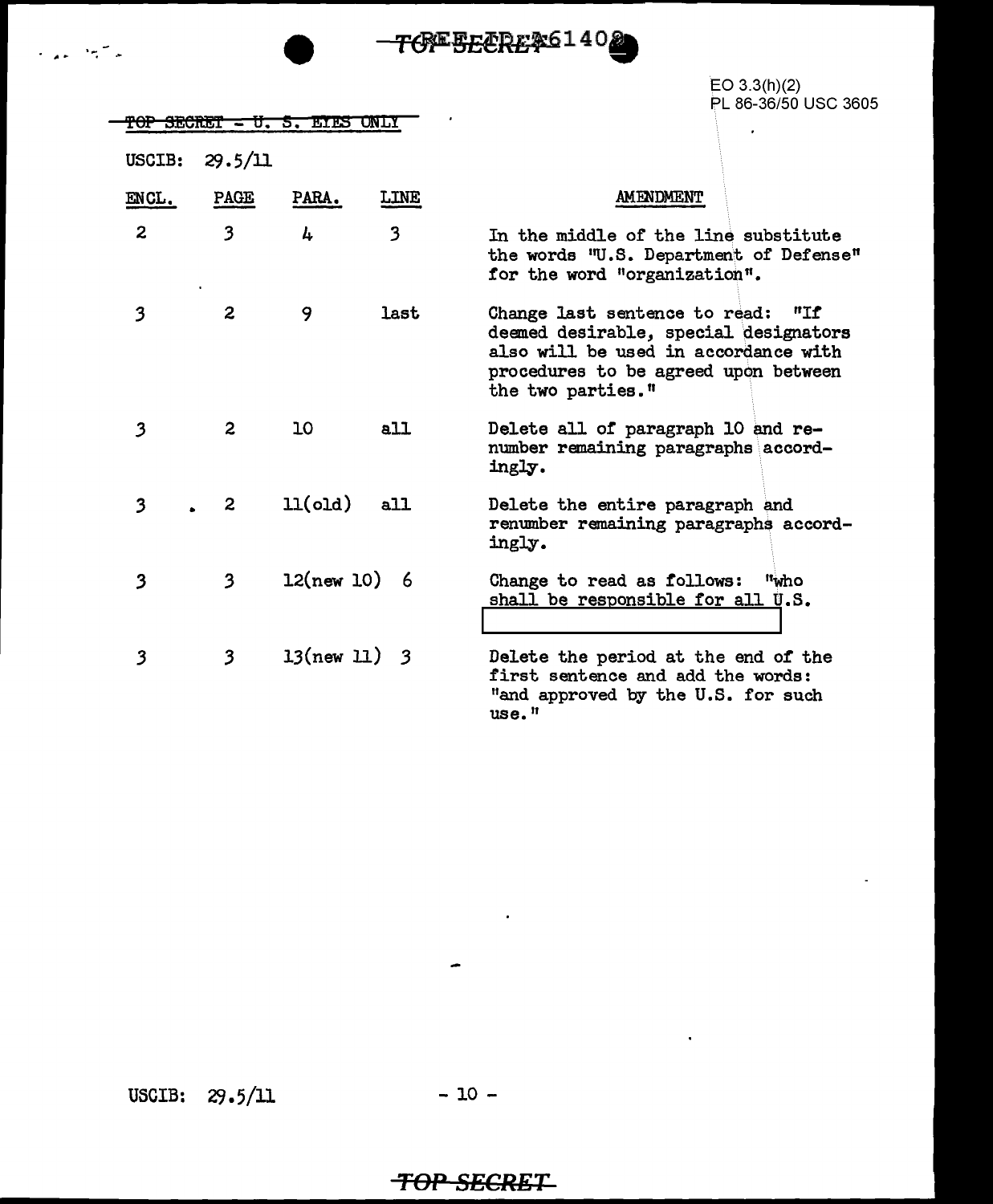EO 3.3(h)(2)
PL 86-36/50 USC 3605

TOP SECRET - U. S. EYES ONLY

USCIB: 29.5/11

| ENCL. | PAGE | PARA. | LINE | AMENDMENT |
|---|---|---|---|---|
| 2 | 3 | 4 | 3 | In the middle of the line substitute the words "U.S. Department of Defense" for the word "organization". |
| 3 | 2 | 9 | last | Change last sentence to read: "If deemed desirable, special designators also will be used in accordance with procedures to be agreed upon between the two parties." |
| 3 | 2 | 10 | all | Delete all of paragraph 10 and renumber remaining paragraphs accordingly. |
| 3 | 2 | 11(old) | all | Delete the entire paragraph and renumber remaining paragraphs accordingly. |
| 3 | 3 | 12(new 10) | 6 | Change to read as follows: "who shall be responsible for all U.S. [redacted] |
| 3 | 3 | 13(new 11) | 3 | Delete the period at the end of the first sentence and add the words: "and approved by the U.S. for such use." |

TOP SECRET